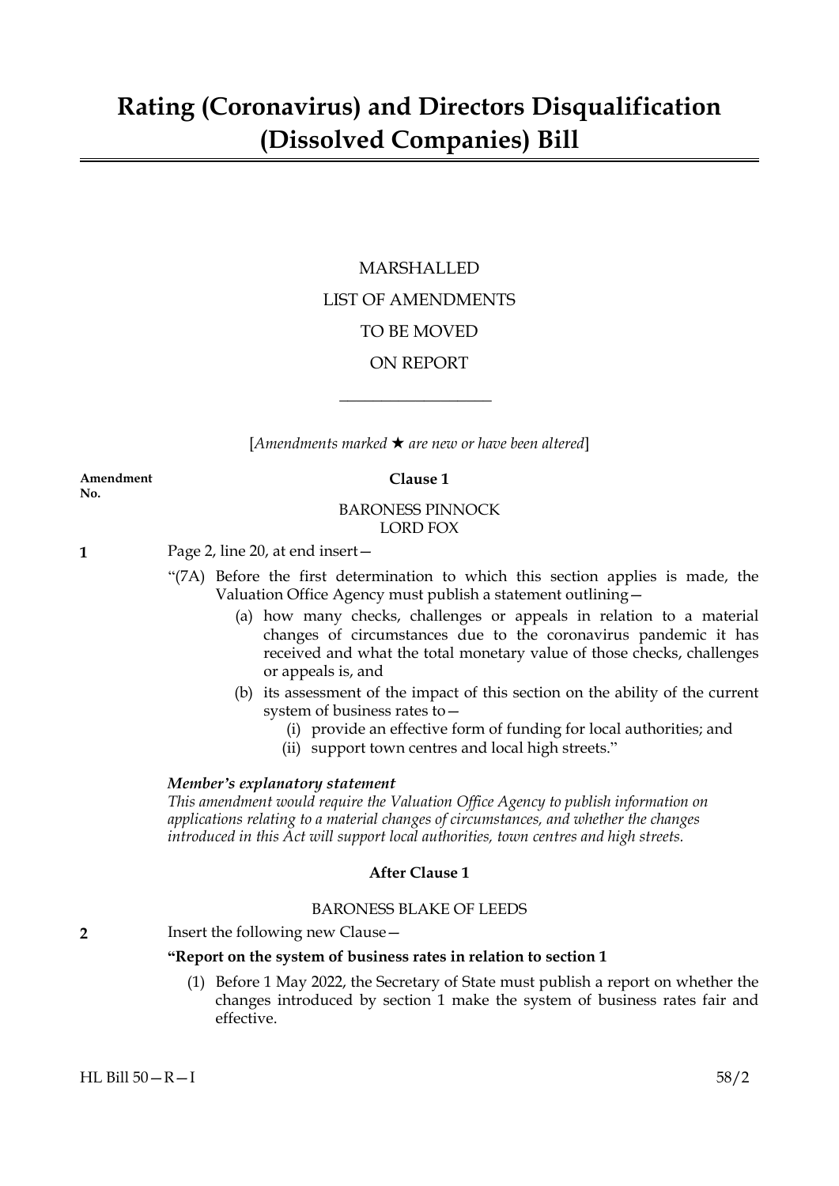# Rating (Coronavirus) and Directors Disqualification (Dissolved Companies) Bill

MARSHALLED

LIST OF AMENDMENTS

TO BE MOVED

ON REPORT

---

[*Amendments marked ★ are new or have been altered*]

**Amendment No.**

**Clause 1**

BARONESS PINNOCK
LORD FOX

**1** Page 2, line 20, at end insert—

"(7A) Before the first determination to which this section applies is made, the Valuation Office Agency must publish a statement outlining—

(a) how many checks, challenges or appeals in relation to a material changes of circumstances due to the coronavirus pandemic it has received and what the total monetary value of those checks, challenges or appeals is, and

(b) its assessment of the impact of this section on the ability of the current system of business rates to—

(i) provide an effective form of funding for local authorities; and

(ii) support town centres and local high streets."

***Member's explanatory statement***

*This amendment would require the Valuation Office Agency to publish information on applications relating to a material changes of circumstances, and whether the changes introduced in this Act will support local authorities, town centres and high streets.*

**After Clause 1**

BARONESS BLAKE OF LEEDS

**2** Insert the following new Clause—

**"Report on the system of business rates in relation to section 1**

(1) Before 1 May 2022, the Secretary of State must publish a report on whether the changes introduced by section 1 make the system of business rates fair and effective.

HL Bill 50—R—I 58/2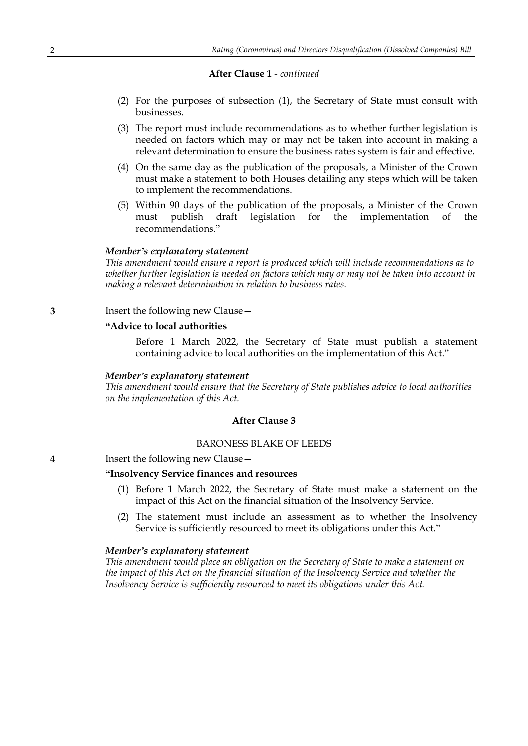**After Clause 1** - *continued*

(2) For the purposes of subsection (1), the Secretary of State must consult with businesses.

(3) The report must include recommendations as to whether further legislation is needed on factors which may or may not be taken into account in making a relevant determination to ensure the business rates system is fair and effective.

(4) On the same day as the publication of the proposals, a Minister of the Crown must make a statement to both Houses detailing any steps which will be taken to implement the recommendations.

(5) Within 90 days of the publication of the proposals, a Minister of the Crown must publish draft legislation for the implementation of the recommendations."

***Member's explanatory statement***

*This amendment would ensure a report is produced which will include recommendations as to whether further legislation is needed on factors which may or may not be taken into account in making a relevant determination in relation to business rates.*

**3** Insert the following new Clause—

**"Advice to local authorities**

Before 1 March 2022, the Secretary of State must publish a statement containing advice to local authorities on the implementation of this Act."

***Member's explanatory statement***

*This amendment would ensure that the Secretary of State publishes advice to local authorities on the implementation of this Act.*

**After Clause 3**

BARONESS BLAKE OF LEEDS

**4** Insert the following new Clause—

**"Insolvency Service finances and resources**

(1) Before 1 March 2022, the Secretary of State must make a statement on the impact of this Act on the financial situation of the Insolvency Service.

(2) The statement must include an assessment as to whether the Insolvency Service is sufficiently resourced to meet its obligations under this Act."

***Member's explanatory statement***

*This amendment would place an obligation on the Secretary of State to make a statement on the impact of this Act on the financial situation of the Insolvency Service and whether the Insolvency Service is sufficiently resourced to meet its obligations under this Act.*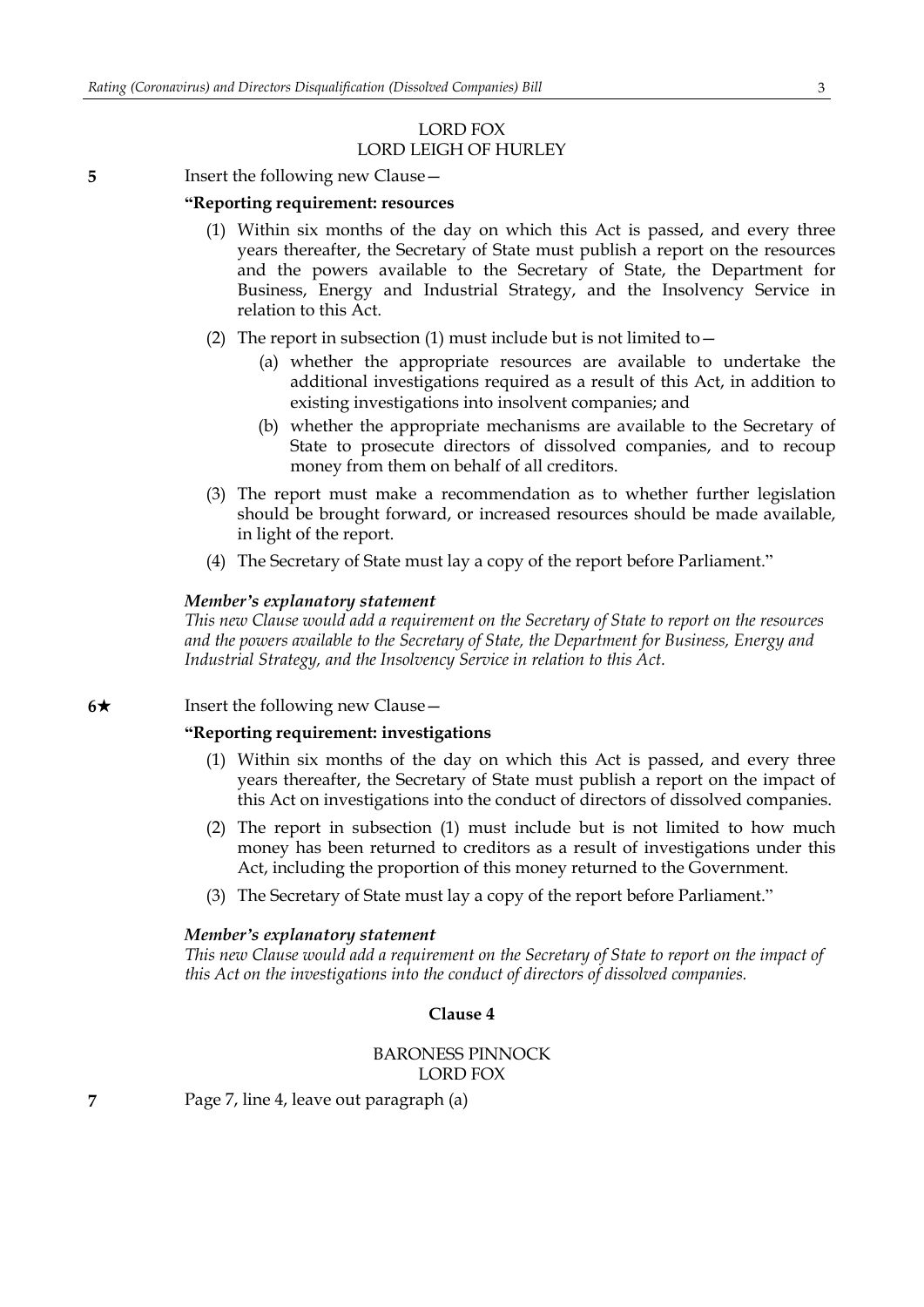LORD FOX
LORD LEIGH OF HURLEY

**5** Insert the following new Clause—

**"Reporting requirement: resources**

(1) Within six months of the day on which this Act is passed, and every three years thereafter, the Secretary of State must publish a report on the resources and the powers available to the Secretary of State, the Department for Business, Energy and Industrial Strategy, and the Insolvency Service in relation to this Act.

(2) The report in subsection (1) must include but is not limited to—

(a) whether the appropriate resources are available to undertake the additional investigations required as a result of this Act, in addition to existing investigations into insolvent companies; and

(b) whether the appropriate mechanisms are available to the Secretary of State to prosecute directors of dissolved companies, and to recoup money from them on behalf of all creditors.

(3) The report must make a recommendation as to whether further legislation should be brought forward, or increased resources should be made available, in light of the report.

(4) The Secretary of State must lay a copy of the report before Parliament."

***Member's explanatory statement***

*This new Clause would add a requirement on the Secretary of State to report on the resources and the powers available to the Secretary of State, the Department for Business, Energy and Industrial Strategy, and the Insolvency Service in relation to this Act.*

**6★** Insert the following new Clause—

**"Reporting requirement: investigations**

(1) Within six months of the day on which this Act is passed, and every three years thereafter, the Secretary of State must publish a report on the impact of this Act on investigations into the conduct of directors of dissolved companies.

(2) The report in subsection (1) must include but is not limited to how much money has been returned to creditors as a result of investigations under this Act, including the proportion of this money returned to the Government.

(3) The Secretary of State must lay a copy of the report before Parliament."

***Member's explanatory statement***

*This new Clause would add a requirement on the Secretary of State to report on the impact of this Act on the investigations into the conduct of directors of dissolved companies.*

**Clause 4**

BARONESS PINNOCK
LORD FOX

**7** Page 7, line 4, leave out paragraph (a)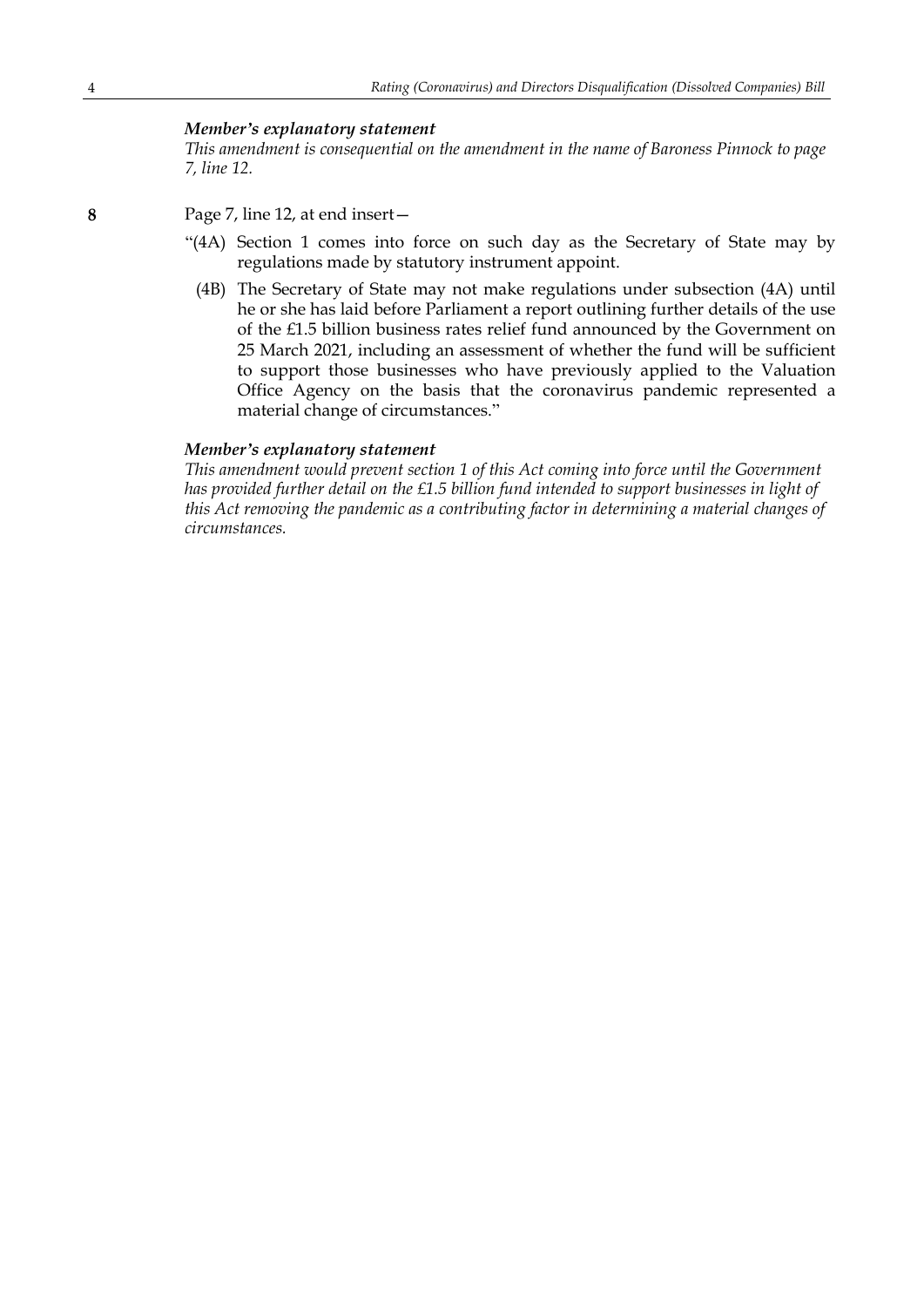*Member's explanatory statement*

*This amendment is consequential on the amendment in the name of Baroness Pinnock to page 7, line 12.*

**8** Page 7, line 12, at end insert—

"(4A) Section 1 comes into force on such day as the Secretary of State may by regulations made by statutory instrument appoint.

(4B) The Secretary of State may not make regulations under subsection (4A) until he or she has laid before Parliament a report outlining further details of the use of the £1.5 billion business rates relief fund announced by the Government on 25 March 2021, including an assessment of whether the fund will be sufficient to support those businesses who have previously applied to the Valuation Office Agency on the basis that the coronavirus pandemic represented a material change of circumstances."

*Member's explanatory statement*

*This amendment would prevent section 1 of this Act coming into force until the Government has provided further detail on the £1.5 billion fund intended to support businesses in light of this Act removing the pandemic as a contributing factor in determining a material changes of circumstances.*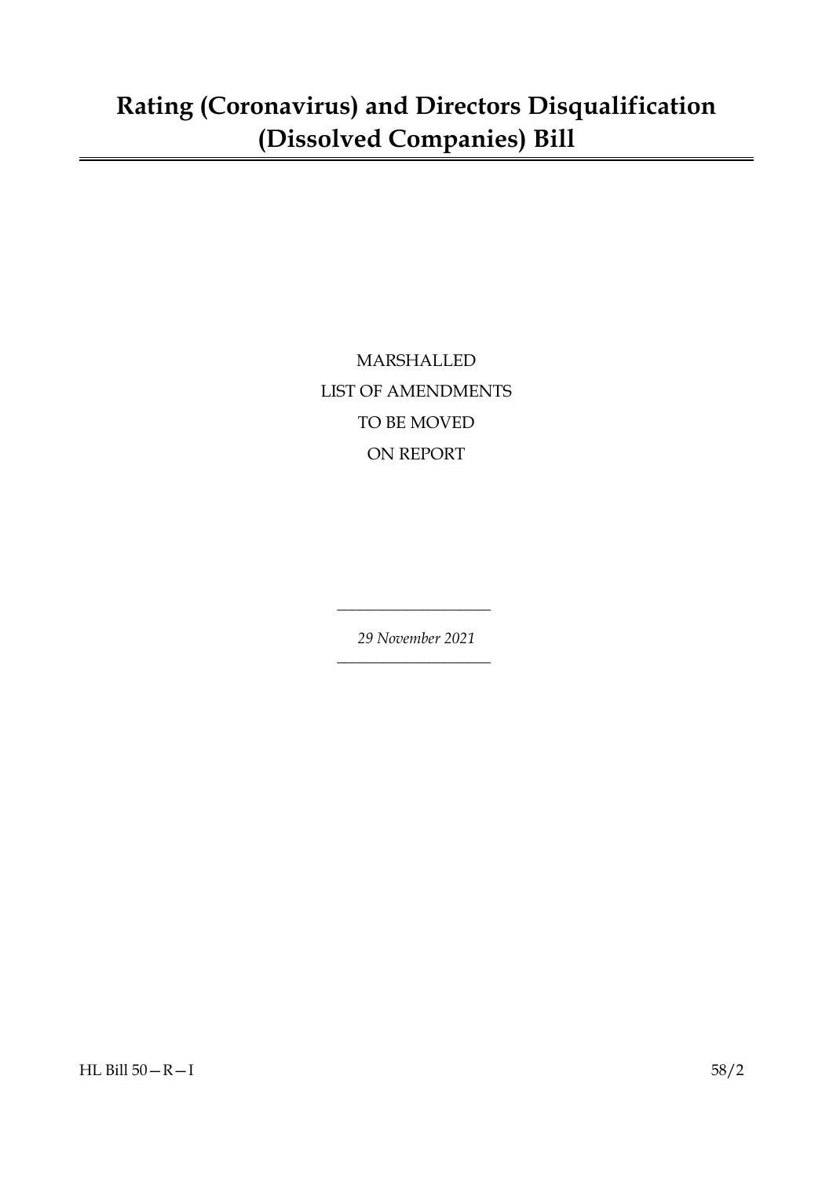# Rating (Coronavirus) and Directors Disqualification (Dissolved Companies) Bill

MARSHALLED
LIST OF AMENDMENTS
TO BE MOVED
ON REPORT

---

*29 November 2021*

---

HL Bill 50—R—I 58/2